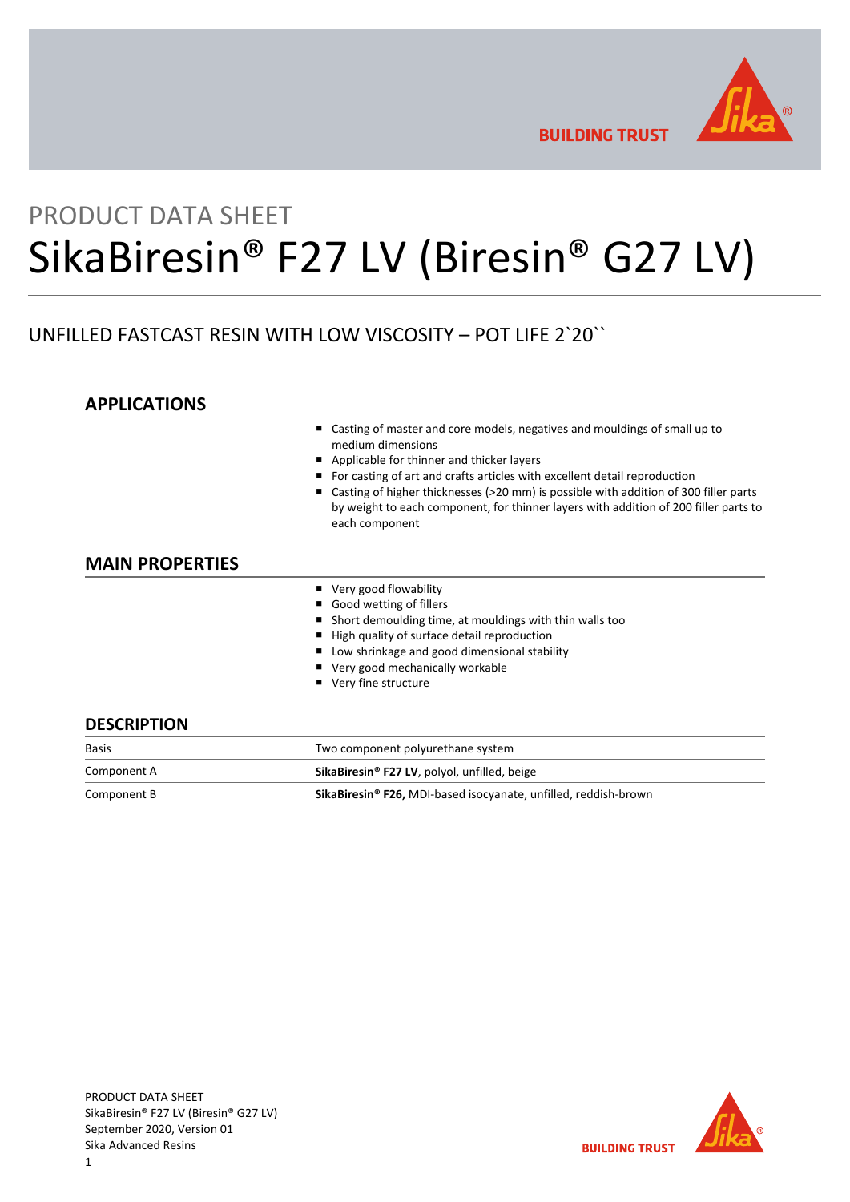PRODUCT DATA SHEET

# SikaBiresin® F27 LV (Biresin® G27 LV)

UNFILLED FASTCAST RESIN WITH LOW VISCOSITY – POT LIFE 2`20``

## APPLICATIONS

- Casting of master and core models, negatives and mouldings of small up to medium dimensions
- Applicable for thinner and thicker layers
- For casting of art and crafts articles with excellent detail reproduction
- Casting of higher thicknesses (>20 mm) is possible with addition of 300 filler parts by weight to each component, for thinner layers with addition of 200 filler parts to each component

## MAIN PROPERTIES

- Very good flowability
- Good wetting of fillers
- Short demoulding time, at mouldings with thin walls too
- High quality of surface detail reproduction
- Low shrinkage and good dimensional stability
- Very good mechanically workable
- Very fine structure

## DESCRIPTION

| | |
|---|---|
| Basis | Two component polyurethane system |
| Component A | **SikaBiresin® F27 LV**, polyol, unfilled, beige |
| Component B | **SikaBiresin® F26,** MDI-based isocyanate, unfilled, reddish-brown |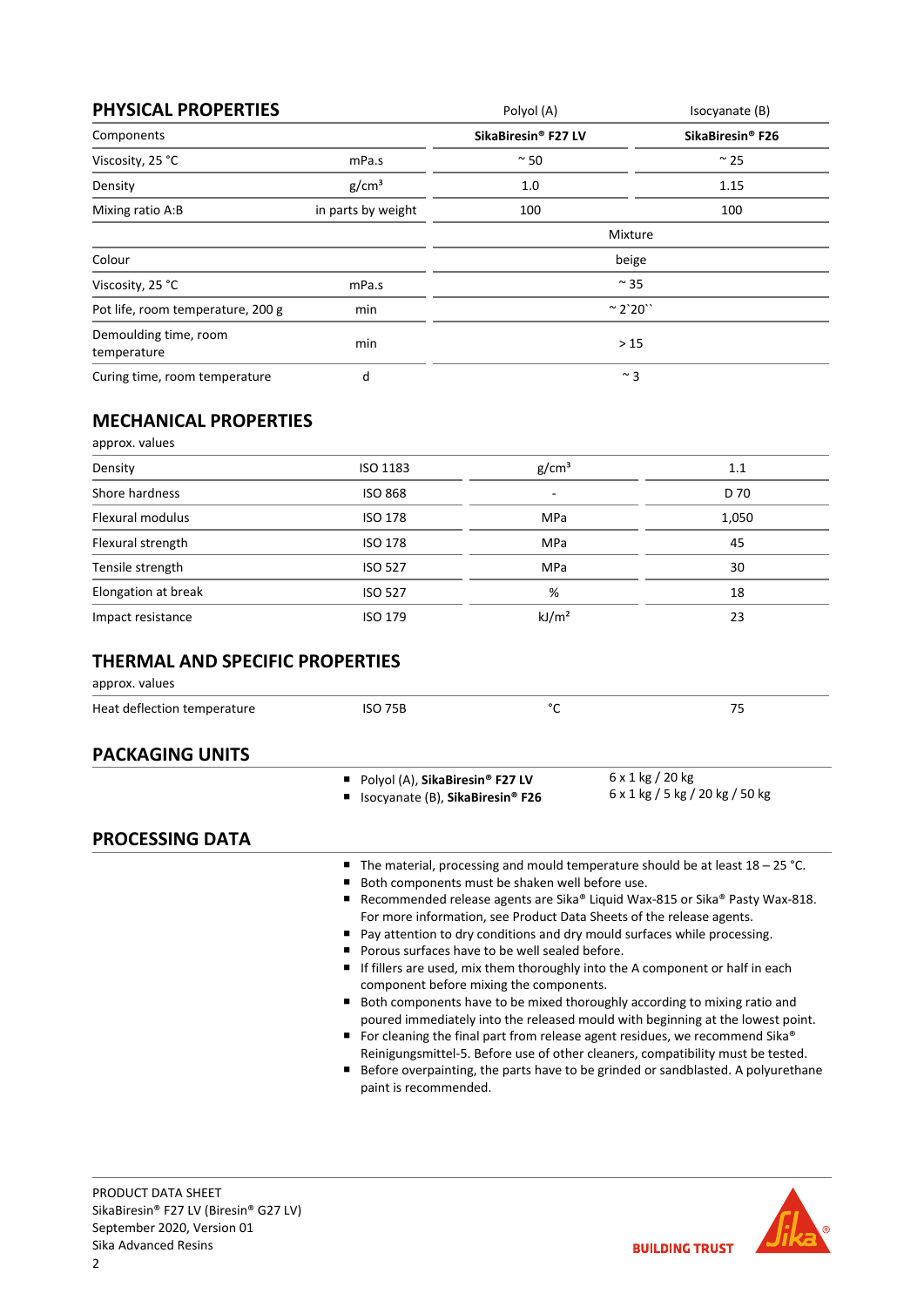## PHYSICAL PROPERTIES

| | | Polyol (A) | Isocyanate (B) |
|---|---|---|---|
| Components | | **SikaBiresin® F27 LV** | **SikaBiresin® F26** |
| Viscosity, 25 °C | mPa.s | ~ 50 | ~ 25 |
| Density | g/cm³ | 1.0 | 1.15 |
| Mixing ratio A:B | in parts by weight | 100 | 100 |
| | | Mixture | |
| Colour | | beige | |
| Viscosity, 25 °C | mPa.s | ~ 35 | |
| Pot life, room temperature, 200 g | min | ~ 2`20`` | |
| Demoulding time, room temperature | min | > 15 | |
| Curing time, room temperature | d | ~ 3 | |

## MECHANICAL PROPERTIES

approx. values

| | | | |
|---|---|---|---|
| Density | ISO 1183 | g/cm³ | 1.1 |
| Shore hardness | ISO 868 | - | D 70 |
| Flexural modulus | ISO 178 | MPa | 1,050 |
| Flexural strength | ISO 178 | MPa | 45 |
| Tensile strength | ISO 527 | MPa | 30 |
| Elongation at break | ISO 527 | % | 18 |
| Impact resistance | ISO 179 | kJ/m² | 23 |

## THERMAL AND SPECIFIC PROPERTIES

approx. values

| | | | |
|---|---|---|---|
| Heat deflection temperature | ISO 75B | °C | 75 |

## PACKAGING UNITS

| | |
|---|---|
| Polyol (A), **SikaBiresin® F27 LV** | 6 x 1 kg / 20 kg |
| Isocyanate (B), **SikaBiresin® F26** | 6 x 1 kg / 5 kg / 20 kg / 50 kg |

## PROCESSING DATA

- The material, processing and mould temperature should be at least 18 – 25 °C.
- Both components must be shaken well before use.
- Recommended release agents are Sika® Liquid Wax-815 or Sika® Pasty Wax-818. For more information, see Product Data Sheets of the release agents.
- Pay attention to dry conditions and dry mould surfaces while processing.
- Porous surfaces have to be well sealed before.
- If fillers are used, mix them thoroughly into the A component or half in each component before mixing the components.
- Both components have to be mixed thoroughly according to mixing ratio and poured immediately into the released mould with beginning at the lowest point.
- For cleaning the final part from release agent residues, we recommend Sika® Reinigungsmittel-5. Before use of other cleaners, compatibility must be tested.
- Before overpainting, the parts have to be grinded or sandblasted. A polyurethane paint is recommended.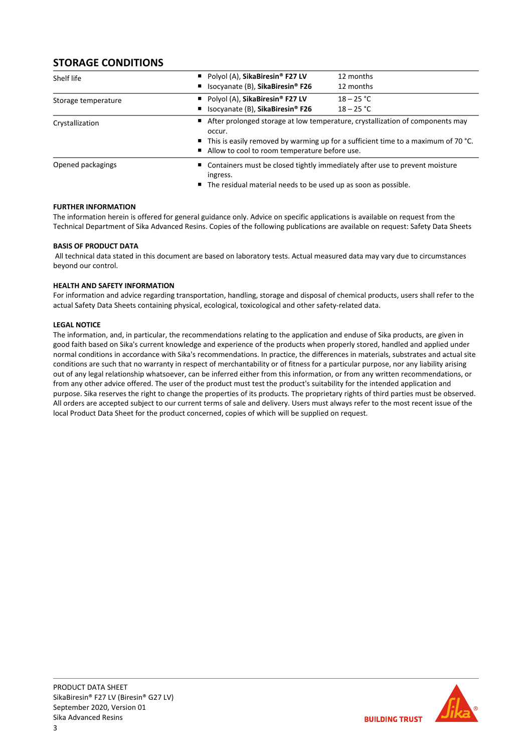## STORAGE CONDITIONS

| | | |
|---|---|---|
| Shelf life | ■ Polyol (A), **SikaBiresin® F27 LV** | 12 months |
| | ■ Isocyanate (B), **SikaBiresin® F26** | 12 months |
| Storage temperature | ■ Polyol (A), **SikaBiresin® F27 LV** | 18 – 25 °C |
| | ■ Isocyanate (B), **SikaBiresin® F26** | 18 – 25 °C |
| Crystallization | ■ After prolonged storage at low temperature, crystallization of components may occur.<br>■ This is easily removed by warming up for a sufficient time to a maximum of 70 °C.<br>■ Allow to cool to room temperature before use. | |
| Opened packagings | ■ Containers must be closed tightly immediately after use to prevent moisture ingress.<br>■ The residual material needs to be used up as soon as possible. | |

**FURTHER INFORMATION**

The information herein is offered for general guidance only. Advice on specific applications is available on request from the Technical Department of Sika Advanced Resins. Copies of the following publications are available on request: Safety Data Sheets

**BASIS OF PRODUCT DATA**

All technical data stated in this document are based on laboratory tests. Actual measured data may vary due to circumstances beyond our control.

**HEALTH AND SAFETY INFORMATION**

For information and advice regarding transportation, handling, storage and disposal of chemical products, users shall refer to the actual Safety Data Sheets containing physical, ecological, toxicological and other safety-related data.

**LEGAL NOTICE**

The information, and, in particular, the recommendations relating to the application and enduse of Sika products, are given in good faith based on Sika's current knowledge and experience of the products when properly stored, handled and applied under normal conditions in accordance with Sika's recommendations. In practice, the differences in materials, substrates and actual site conditions are such that no warranty in respect of merchantability or of fitness for a particular purpose, nor any liability arising out of any legal relationship whatsoever, can be inferred either from this information, or from any written recommendations, or from any other advice offered. The user of the product must test the product's suitability for the intended application and purpose. Sika reserves the right to change the properties of its products. The proprietary rights of third parties must be observed. All orders are accepted subject to our current terms of sale and delivery. Users must always refer to the most recent issue of the local Product Data Sheet for the product concerned, copies of which will be supplied on request.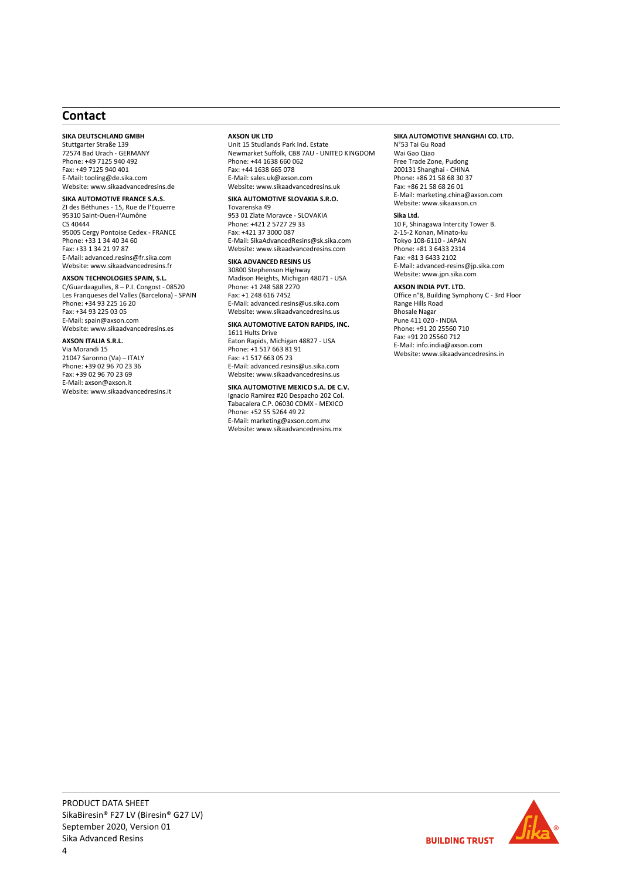## Contact

**SIKA DEUTSCHLAND GMBH**
Stuttgarter Straße 139
72574 Bad Urach - GERMANY
Phone: +49 7125 940 492
Fax: +49 7125 940 401
E-Mail: tooling@de.sika.com
Website: www.sikaadvancedresins.de

**SIKA AUTOMOTIVE FRANCE S.A.S.**
ZI des Béthunes - 15, Rue de l'Equerre
95310 Saint-Ouen-l'Aumône
CS 40444
95005 Cergy Pontoise Cedex - FRANCE
Phone: +33 1 34 40 34 60
Fax: +33 1 34 21 97 87
E-Mail: advanced.resins@fr.sika.com
Website: www.sikaadvancedresins.fr

**AXSON TECHNOLOGIES SPAIN, S.L.**
C/Guardaagulles, 8 – P.I. Congost - 08520
Les Franqueses del Valles (Barcelona) - SPAIN
Phone: +34 93 225 16 20
Fax: +34 93 225 03 05
E-Mail: spain@axson.com
Website: www.sikaadvancedresins.es

**AXSON ITALIA S.R.L.**
Via Morandi 15
21047 Saronno (Va) – ITALY
Phone: +39 02 96 70 23 36
Fax: +39 02 96 70 23 69
E-Mail: axson@axson.it
Website: www.sikaadvancedresins.it

**AXSON UK LTD**
Unit 15 Studlands Park Ind. Estate
Newmarket Suffolk, CB8 7AU - UNITED KINGDOM
Phone: +44 1638 660 062
Fax: +44 1638 665 078
E-Mail: sales.uk@axson.com
Website: www.sikaadvancedresins.uk

**SIKA AUTOMOTIVE SLOVAKIA S.R.O.**
Tovarenska 49
953 01 Zlate Moravce - SLOVAKIA
Phone: +421 2 5727 29 33
Fax: +421 37 3000 087
E-Mail: SikaAdvancedResins@sk.sika.com
Website: www.sikaadvancedresins.com

**SIKA ADVANCED RESINS US**
30800 Stephenson Highway
Madison Heights, Michigan 48071 - USA
Phone: +1 248 588 2270
Fax: +1 248 616 7452
E-Mail: advanced.resins@us.sika.com
Website: www.sikaadvancedresins.us

**SIKA AUTOMOTIVE EATON RAPIDS, INC.**
1611 Hults Drive
Eaton Rapids, Michigan 48827 - USA
Phone: +1 517 663 81 91
Fax: +1 517 663 05 23
E-Mail: advanced.resins@us.sika.com
Website: www.sikaadvancedresins.us

**SIKA AUTOMOTIVE MEXICO S.A. DE C.V.**
Ignacio Ramirez #20 Despacho 202 Col.
Tabacalera C.P. 06030 CDMX - MEXICO
Phone: +52 55 5264 49 22
E-Mail: marketing@axson.com.mx
Website: www.sikaadvancedresins.mx

**SIKA AUTOMOTIVE SHANGHAI CO. LTD.**
N°53 Tai Gu Road
Wai Gao Qiao
Free Trade Zone, Pudong
200131 Shanghai - CHINA
Phone: +86 21 58 68 30 37
Fax: +86 21 58 68 26 01
E-Mail: marketing.china@axson.com
Website: www.sikaaxson.cn

**Sika Ltd.**
10 F, Shinagawa Intercity Tower B.
2-15-2 Konan, Minato-ku
Tokyo 108-6110 - JAPAN
Phone: +81 3 6433 2314
Fax: +81 3 6433 2102
E-Mail: advanced-resins@jp.sika.com
Website: www.jpn.sika.com

**AXSON INDIA PVT. LTD.**
Office n°8, Building Symphony C - 3rd Floor
Range Hills Road
Bhosale Nagar
Pune 411 020 - INDIA
Phone: +91 20 25560 710
Fax: +91 20 25560 712
E-Mail: info.india@axson.com
Website: www.sikaadvancedresins.in

PRODUCT DATA SHEET
SikaBiresin® F27 LV (Biresin® G27 LV)
September 2020, Version 01
Sika Advanced Resins

BUILDING TRUST